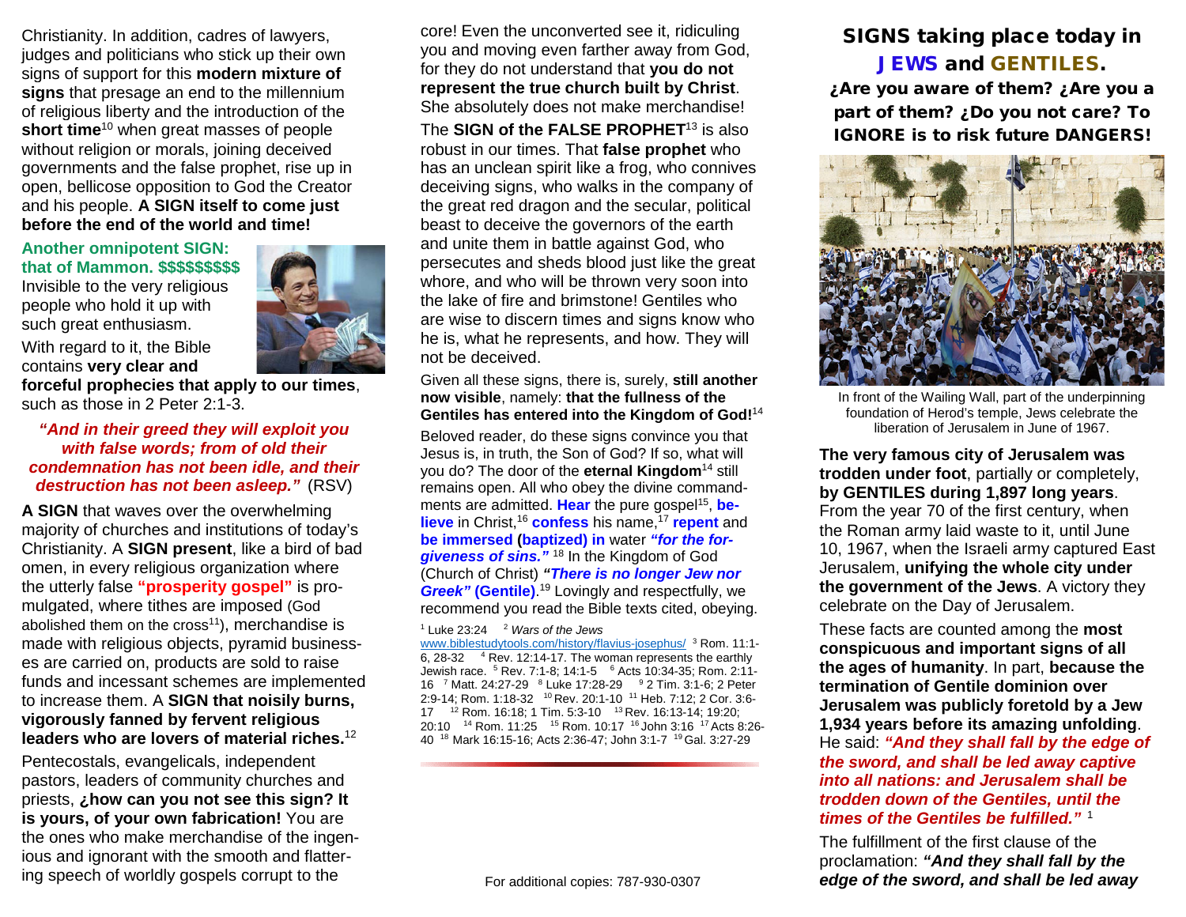Christianity. In addition, cadres of lawyers, judges and politicians who stick up their own signs of support for this **modern mixture of signs** that presage an end to the millennium of religious liberty and the introduction of the **short time**[10] when great masses of people without religion or morals, joining deceived governments and the false prophet, rise up in open, bellicose opposition to God the Creator and his people. **A SIGN itself to come just before the end of the world and time!**

**Another omnipotent SIGN: that of Mammon. $$$$$$$$$**

Invisible to the very religious people who hold it up with such great enthusiasm.

With regard to it, the Bible contains **very clear and forceful prophecies that apply to our times**, such as those in 2 Peter 2:1-3.

***"And in their greed they will exploit you with false words; from of old their condemnation has not been idle, and their destruction has not been asleep."*** (RSV)

**A SIGN** that waves over the overwhelming majority of churches and institutions of today's Christianity. A **SIGN present**, like a bird of bad omen, in every religious organization where the utterly false **"prosperity gospel"** is promulgated, where tithes are imposed (God abolished them on the cross[11]), merchandise is made with religious objects, pyramid businesses are carried on, products are sold to raise funds and incessant schemes are implemented to increase them. A **SIGN that noisily burns, vigorously fanned by fervent religious leaders who are lovers of material riches.**[12]

Pentecostals, evangelicals, independent pastors, leaders of community churches and priests, **¿how can you not see this sign? It is yours, of your own fabrication!** You are the ones who make merchandise of the ingenious and ignorant with the smooth and flattering speech of worldly gospels corrupt to the core! Even the unconverted see it, ridiculing you and moving even farther away from God, for they do not understand that **you do not represent the true church built by Christ**. She absolutely does not make merchandise!

The **SIGN of the FALSE PROPHET**[13] is also robust in our times. That **false prophet** who has an unclean spirit like a frog, who connives deceiving signs, who walks in the company of the great red dragon and the secular, political beast to deceive the governors of the earth and unite them in battle against God, who persecutes and sheds blood just like the great whore, and who will be thrown very soon into the lake of fire and brimstone! Gentiles who are wise to discern times and signs know who he is, what he represents, and how. They will not be deceived.

Given all these signs, there is, surely, **still another now visible**, namely: **that the fullness of the Gentiles has entered into the Kingdom of God!**[14]

Beloved reader, do these signs convince you that Jesus is, in truth, the Son of God? If so, what will you do? The door of the **eternal Kingdom**[14] still remains open. All who obey the divine commandments are admitted. **Hear** the pure gospel[15], **believe** in Christ,[16] **confess** his name,[17] **repent** and **be immersed (baptized) in** water ***"for the forgiveness of sins."*** [18] In the Kingdom of God (Church of Christ) ***"There is no longer Jew nor Greek"*** **(Gentile)**.[19] Lovingly and respectfully, we recommend you read the Bible texts cited, obeying.

[1] Luke 23:24 [2] *Wars of the Jews* www.biblestudytools.com/history/flavius-josephus/ [3] Rom. 11:1-6, 28-32 [4] Rev. 12:14-17. The woman represents the earthly Jewish race. [5] Rev. 7:1-8; 14:1-5 [6] Acts 10:34-35; Rom. 2:11-16 [7] Matt. 24:27-29 [8] Luke 17:28-29 [9] 2 Tim. 3:1-6; 2 Peter 2:9-14; Rom. 1:18-32 [10] Rev. 20:1-10 [11] Heb. 7:12; 2 Cor. 3:6-17 [12] Rom. 16:18; 1 Tim. 5:3-10 [13] Rev. 16:13-14; 19:20; 20:10 [14] Rom. 11:25 [15] Rom. 10:17 [16] John 3:16 [17] Acts 8:26-40 [18] Mark 16:15-16; Acts 2:36-47; John 3:1-7 [19] Gal. 3:27-29

For additional copies: 787-930-0307

# SIGNS taking place today in JEWS and GENTILES.

**¿Are you aware of them? ¿Are you a part of them? ¿Do you not care? To IGNORE is to risk future DANGERS!**

In front of the Wailing Wall, part of the underpinning foundation of Herod's temple, Jews celebrate the liberation of Jerusalem in June of 1967.

**The very famous city of Jerusalem was trodden under foot**, partially or completely, **by GENTILES during 1,897 long years**. From the year 70 of the first century, when the Roman army laid waste to it, until June 10, 1967, when the Israeli army captured East Jerusalem, **unifying the whole city under the government of the Jews**. A victory they celebrate on the Day of Jerusalem.

These facts are counted among the **most conspicuous and important signs of all the ages of humanity**. In part, **because the termination of Gentile dominion over Jerusalem was publicly foretold by a Jew 1,934 years before its amazing unfolding**. He said: ***"And they shall fall by the edge of the sword, and shall be led away captive into all nations: and Jerusalem shall be trodden down of the Gentiles, until the times of the Gentiles be fulfilled."*** [1]

The fulfillment of the first clause of the proclamation: ***"And they shall fall by the edge of the sword, and shall be led away***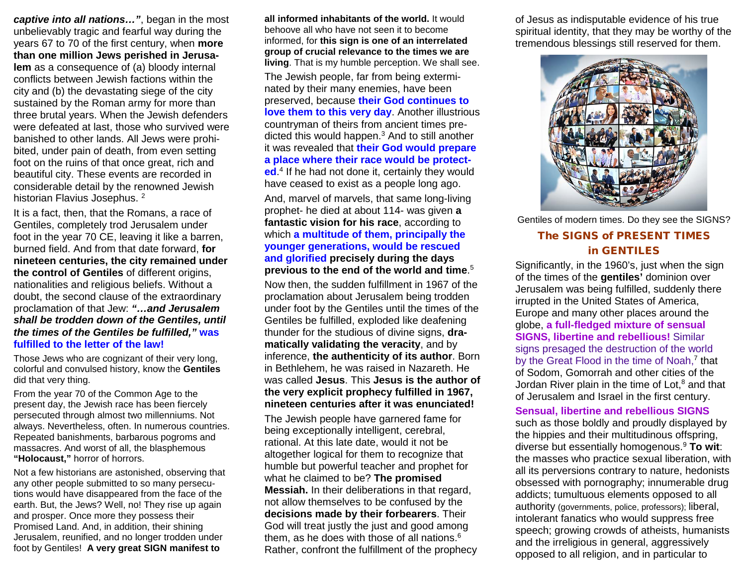***captive into all nations…"***, began in the most unbelievably tragic and fearful way during the years 67 to 70 of the first century, when **more than one million Jews perished in Jerusalem** as a consequence of (a) bloody internal conflicts between Jewish factions within the city and (b) the devastating siege of the city sustained by the Roman army for more than three brutal years. When the Jewish defenders were defeated at last, those who survived were banished to other lands. All Jews were prohibited, under pain of death, from even setting foot on the ruins of that once great, rich and beautiful city. These events are recorded in considerable detail by the renowned Jewish historian Flavius Josephus. [2]

It is a fact, then, that the Romans, a race of Gentiles, completely trod Jerusalem under foot in the year 70 CE, leaving it like a barren, burned field. And from that date forward, **for nineteen centuries, the city remained under the control of Gentiles** of different origins, nationalities and religious beliefs. Without a doubt, the second clause of the extraordinary proclamation of that Jew: ***"…and Jerusalem shall be trodden down of the Gentiles, until the times of the Gentiles be fulfilled,"*** **was fulfilled to the letter of the law!**

Those Jews who are cognizant of their very long, colorful and convulsed history, know the **Gentiles** did that very thing.

From the year 70 of the Common Age to the present day, the Jewish race has been fiercely persecuted through almost two millenniums. Not always. Nevertheless, often. In numerous countries. Repeated banishments, barbarous pogroms and massacres. And worst of all, the blasphemous **"Holocaust,"** horror of horrors.

Not a few historians are astonished, observing that any other people submitted to so many persecutions would have disappeared from the face of the earth. But, the Jews? Well, no! They rise up again and prosper. Once more they possess their Promised Land. And, in addition, their shining Jerusalem, reunified, and no longer trodden under foot by Gentiles! **A very great SIGN manifest to all informed inhabitants of the world.** It would behoove all who have not seen it to become informed, for **this sign is one of an interrelated group of crucial relevance to the times we are living**. That is my humble perception. We shall see.

The Jewish people, far from being exterminated by their many enemies, have been preserved, because **their God continues to love them to this very day**. Another illustrious countryman of theirs from ancient times predicted this would happen.[3] And to still another it was revealed that **their God would prepare a place where their race would be protected**.[4] If he had not done it, certainly they would have ceased to exist as a people long ago.

And, marvel of marvels, that same long-living prophet- he died at about 114- was given **a fantastic vision for his race**, according to which **a multitude of them, principally the younger generations, would be rescued and glorified precisely during the days previous to the end of the world and time**.[5]

Now then, the sudden fulfillment in 1967 of the proclamation about Jerusalem being trodden under foot by the Gentiles until the times of the Gentiles be fulfilled, exploded like deafening thunder for the studious of divine signs, **dramatically validating the veracity**, and by inference, **the authenticity of its author**. Born in Bethlehem, he was raised in Nazareth. He was called **Jesus**. This **Jesus is the author of the very explicit prophecy fulfilled in 1967, nineteen centuries after it was enunciated!**

The Jewish people have garnered fame for being exceptionally intelligent, cerebral, rational. At this late date, would it not be altogether logical for them to recognize that humble but powerful teacher and prophet for what he claimed to be? **The promised Messiah.** In their deliberations in that regard, not allow themselves to be confused by the **decisions made by their forbearers**. Their God will treat justly the just and good among them, as he does with those of all nations.[6] Rather, confront the fulfillment of the prophecy of Jesus as indisputable evidence of his true spiritual identity, that they may be worthy of the tremendous blessings still reserved for them.

Gentiles of modern times. Do they see the SIGNS?

## The SIGNS of PRESENT TIMES in GENTILES

Significantly, in the 1960's, just when the sign of the times of the **gentiles'** dominion over Jerusalem was being fulfilled, suddenly there irrupted in the United States of America, Europe and many other places around the globe, **a full-fledged mixture of sensual SIGNS, libertine and rebellious!** Similar signs presaged the destruction of the world by the Great Flood in the time of Noah,[7] that of Sodom, Gomorrah and other cities of the Jordan River plain in the time of Lot,[8] and that of Jerusalem and Israel in the first century.

**Sensual, libertine and rebellious SIGNS** such as those boldly and proudly displayed by the hippies and their multitudinous offspring, diverse but essentially homogenous.[9] **To wit**: the masses who practice sexual liberation, with all its perversions contrary to nature, hedonists obsessed with pornography; innumerable drug addicts; tumultuous elements opposed to all authority (governments, police, professors); liberal, intolerant fanatics who would suppress free speech; growing crowds of atheists, humanists and the irreligious in general, aggressively opposed to all religion, and in particular to